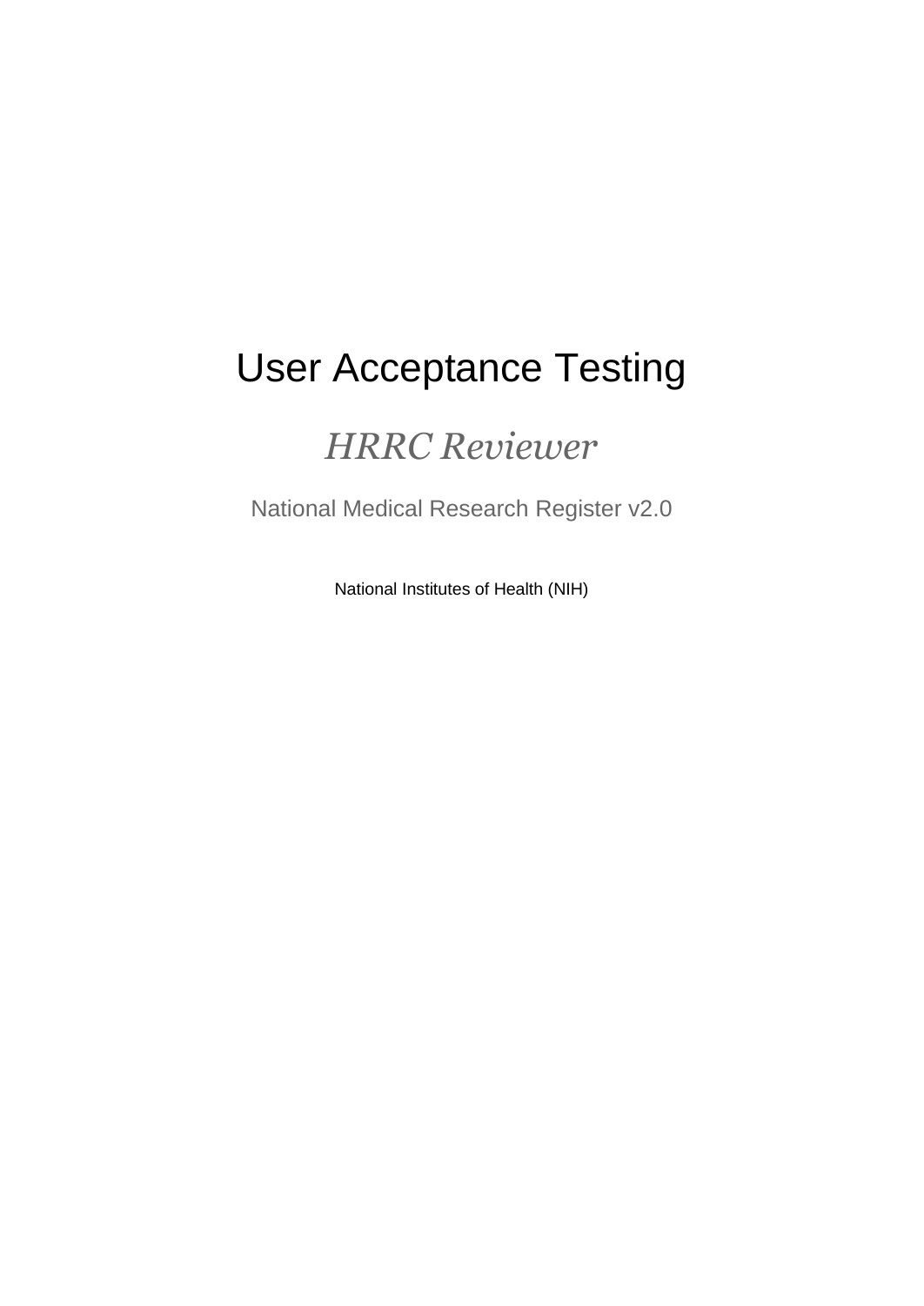# User Acceptance Testing

## *HRRC Reviewer*

National Medical Research Register v2.0

National Institutes of Health (NIH)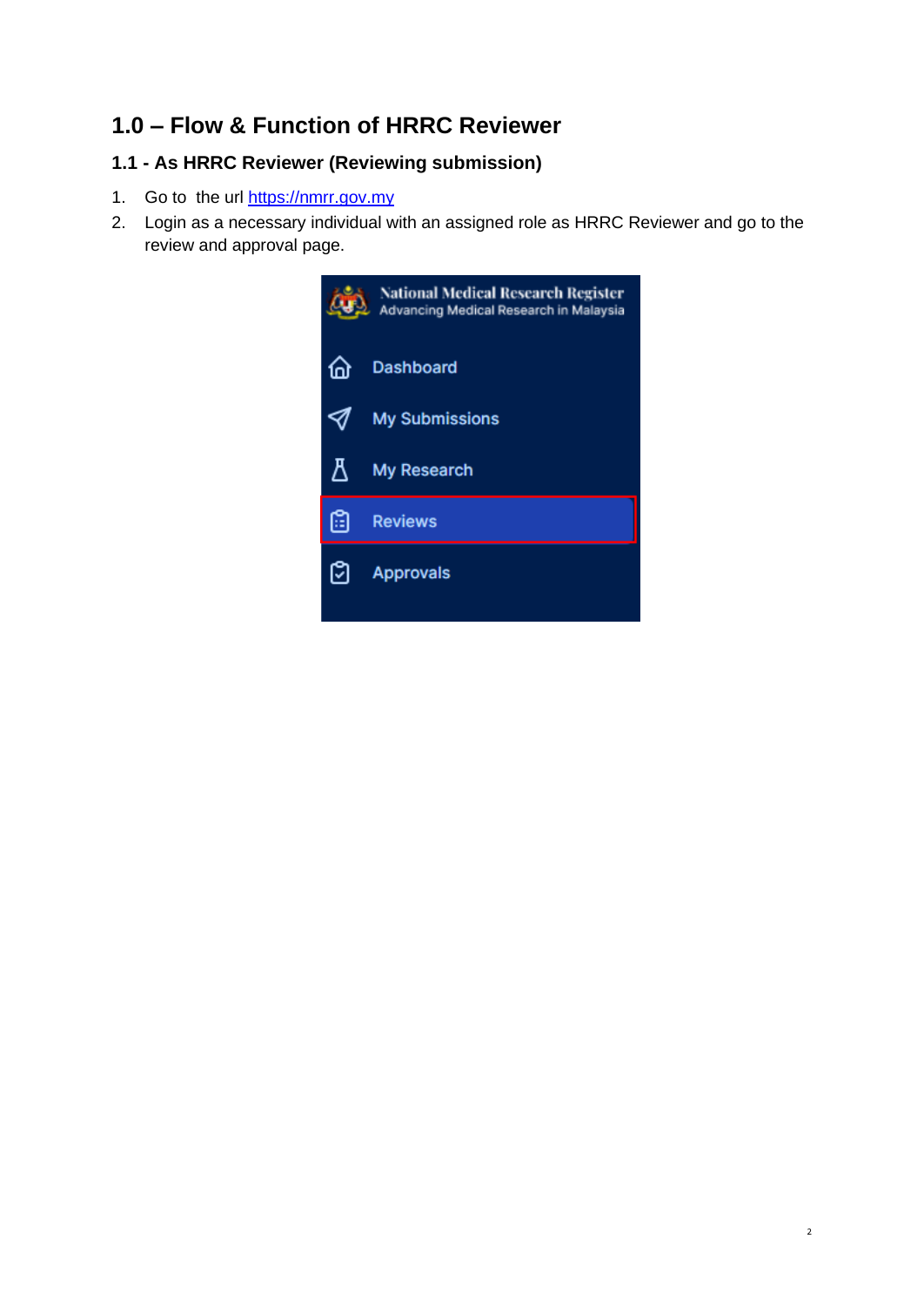# 1.0 – Flow & Function of HRRC Reviewer

## 1.1 - As HRRC Reviewer (Reviewing submission)

1. Go to the url [https://nmrr.gov.my](https://nmrr.gov.my)
2. Login as a necessary individual with an assigned role as HRRC Reviewer and go to the review and approval page.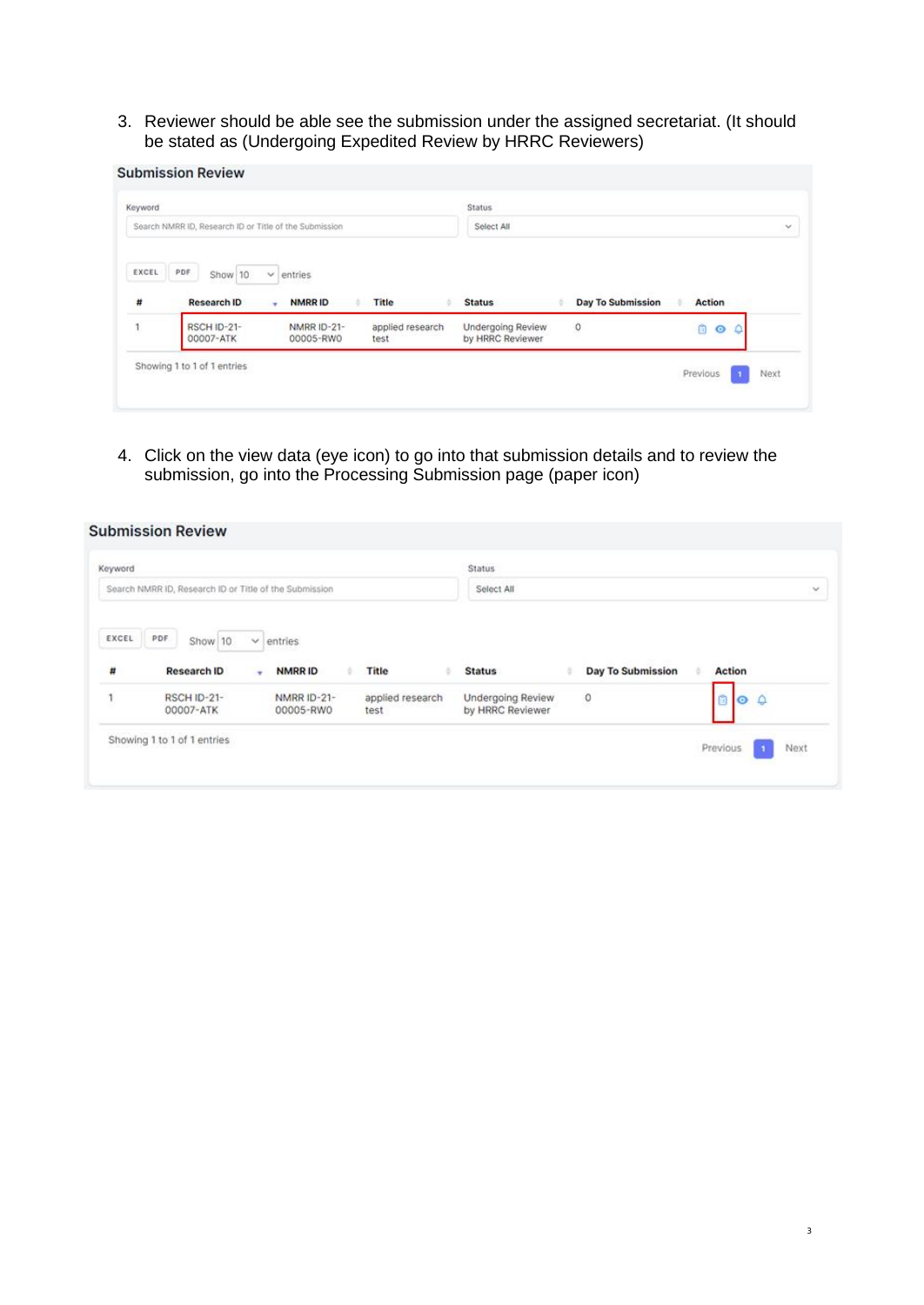3. Reviewer should be able see the submission under the assigned secretariat. (It should be stated as (Undergoing Expedited Review by HRRC Reviewers)

**Submission Review**

Keyword: Search NMRR ID, Research ID or Title of the Submission

Status: Select All

EXCEL | PDF | Show 10 entries

| # | Research ID | NMRR ID | Title | Status | Day To Submission | Action |
|---|---|---|---|---|---|---|
| 1 | RSCH ID-21-00007-ATK | NMRR ID-21-00005-RW0 | applied research test | Undergoing Review by HRRC Reviewer | 0 | |

Showing 1 to 1 of 1 entries

Previous 1 Next

4. Click on the view data (eye icon) to go into that submission details and to review the submission, go into the Processing Submission page (paper icon)

**Submission Review**

Keyword: Search NMRR ID, Research ID or Title of the Submission

Status: Select All

EXCEL | PDF | Show 10 entries

| # | Research ID | NMRR ID | Title | Status | Day To Submission | Action |
|---|---|---|---|---|---|---|
| 1 | RSCH ID-21-00007-ATK | NMRR ID-21-00005-RW0 | applied research test | Undergoing Review by HRRC Reviewer | 0 | |

Showing 1 to 1 of 1 entries

Previous 1 Next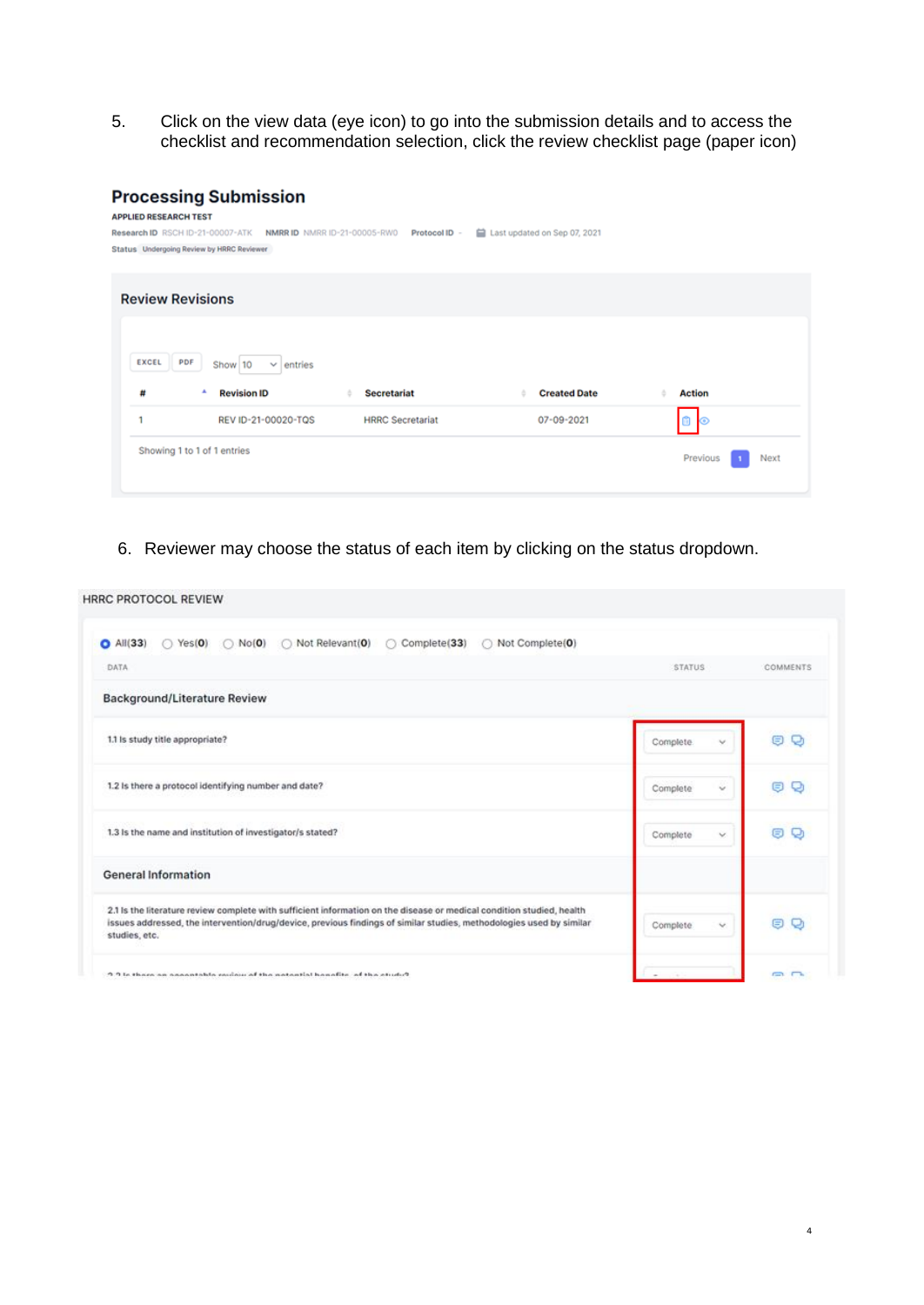5. Click on the view data (eye icon) to go into the submission details and to access the checklist and recommendation selection, click the review checklist page (paper icon)

## Processing Submission

APPLIED RESEARCH TEST

Research ID RSCH ID-21-00007-ATK NMRR ID NMRR ID-21-00005-RW0 Protocol ID - Last updated on Sep 07, 2021

Status Undergoing Review by HRRC Reviewer

### Review Revisions

EXCEL PDF Show 10 entries

| # | Revision ID | Secretariat | Created Date | Action |
|---|---|---|---|---|
| 1 | REV ID-21-00020-TQS | HRRC Secretariat | 07-09-2021 | |

Showing 1 to 1 of 1 entries

Previous 1 Next

6. Reviewer may choose the status of each item by clicking on the status dropdown.

HRRC PROTOCOL REVIEW

All(33) Yes(0) No(0) Not Relevant(0) Complete(33) Not Complete(0)

| DATA | STATUS | COMMENTS |
|---|---|---|
| **Background/Literature Review** | | |
| 1.1 Is study title appropriate? | Complete | |
| 1.2 Is there a protocol identifying number and date? | Complete | |
| 1.3 Is the name and institution of investigator/s stated? | Complete | |
| **General Information** | | |
| 2.1 Is the literature review complete with sufficient information on the disease or medical condition studied, health issues addressed, the intervention/drug/device, previous findings of similar studies, methodologies used by similar studies, etc. | Complete | |
| 2.2 Is there an acceptable review of the potential benefits of the study? | | |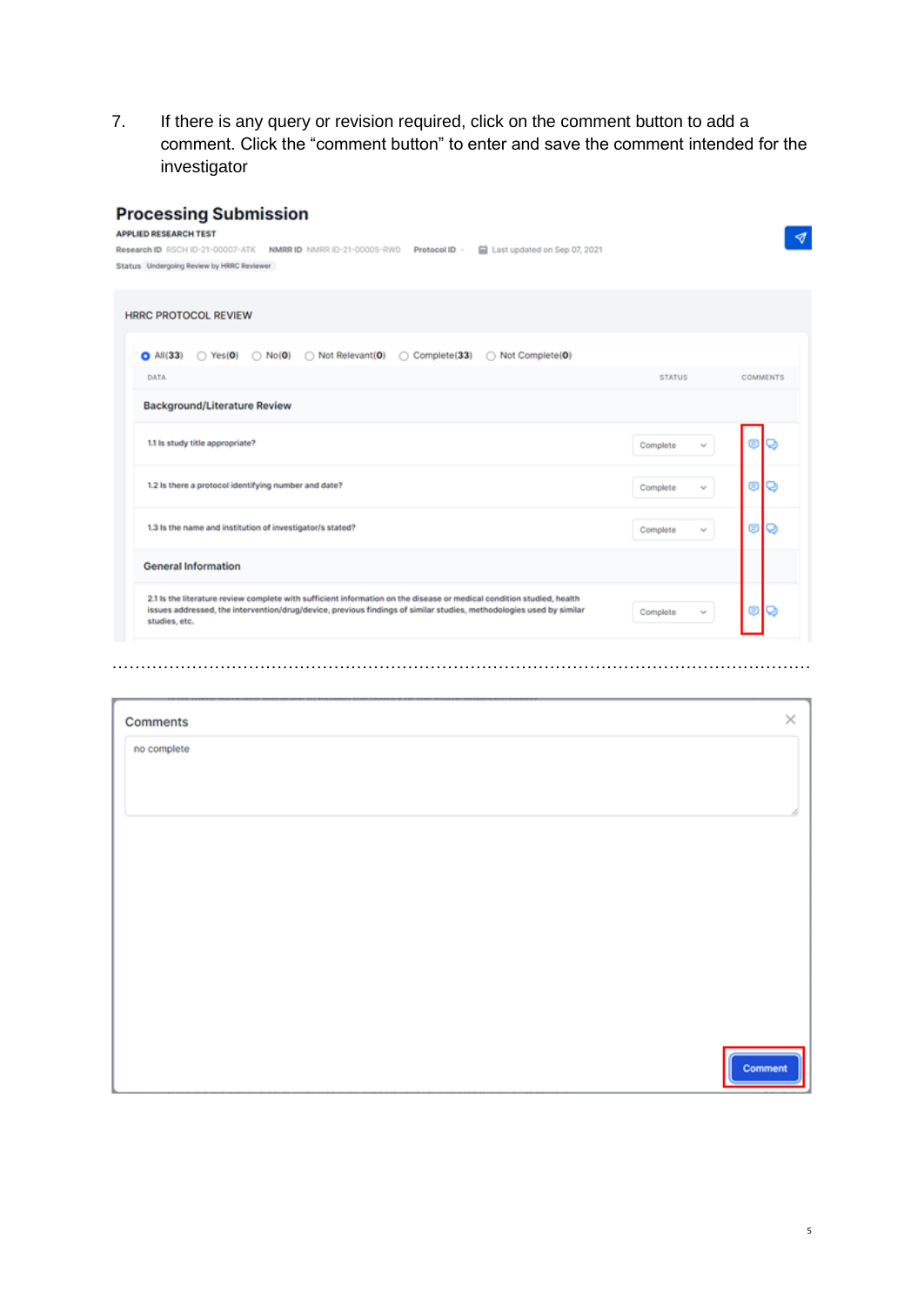7. If there is any query or revision required, click on the comment button to add a comment. Click the “comment button” to enter and save the comment intended for the investigator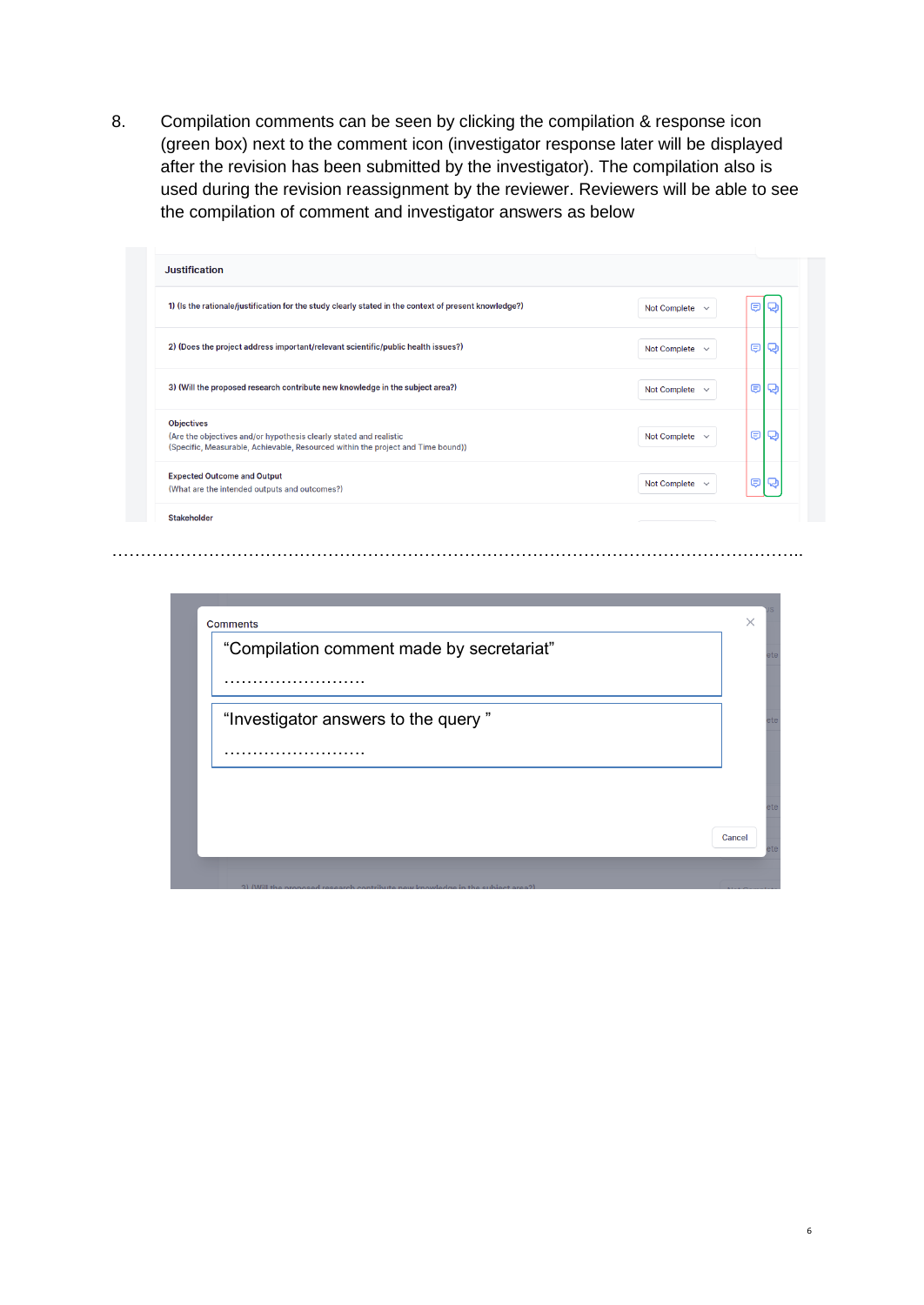8. Compilation comments can be seen by clicking the compilation & response icon (green box) next to the comment icon (investigator response later will be displayed after the revision has been submitted by the investigator). The compilation also is used during the revision reassignment by the reviewer. Reviewers will be able to see the compilation of comment and investigator answers as below

**Justification**

| | | |
|---|---|---|
| 1) (Is the rationale/justification for the study clearly stated in the context of present knowledge?) | Not Complete | |
| 2) (Does the project address important/relevant scientific/public health issues?) | Not Complete | |
| 3) (Will the proposed research contribute new knowledge in the subject area?) | Not Complete | |
| Objectives<br>(Are the objectives and/or hypothesis clearly stated and realistic<br>(Specific, Measurable, Achievable, Resourced within the project and Time bound)) | Not Complete | |
| Expected Outcome and Output<br>(What are the intended outputs and outcomes?) | Not Complete | |
| Stakeholder | | |

……………………………………………………………………………………………………..

Comments

"Compilation comment made by secretariat"

……………………….

"Investigator answers to the query "

……………………….

Cancel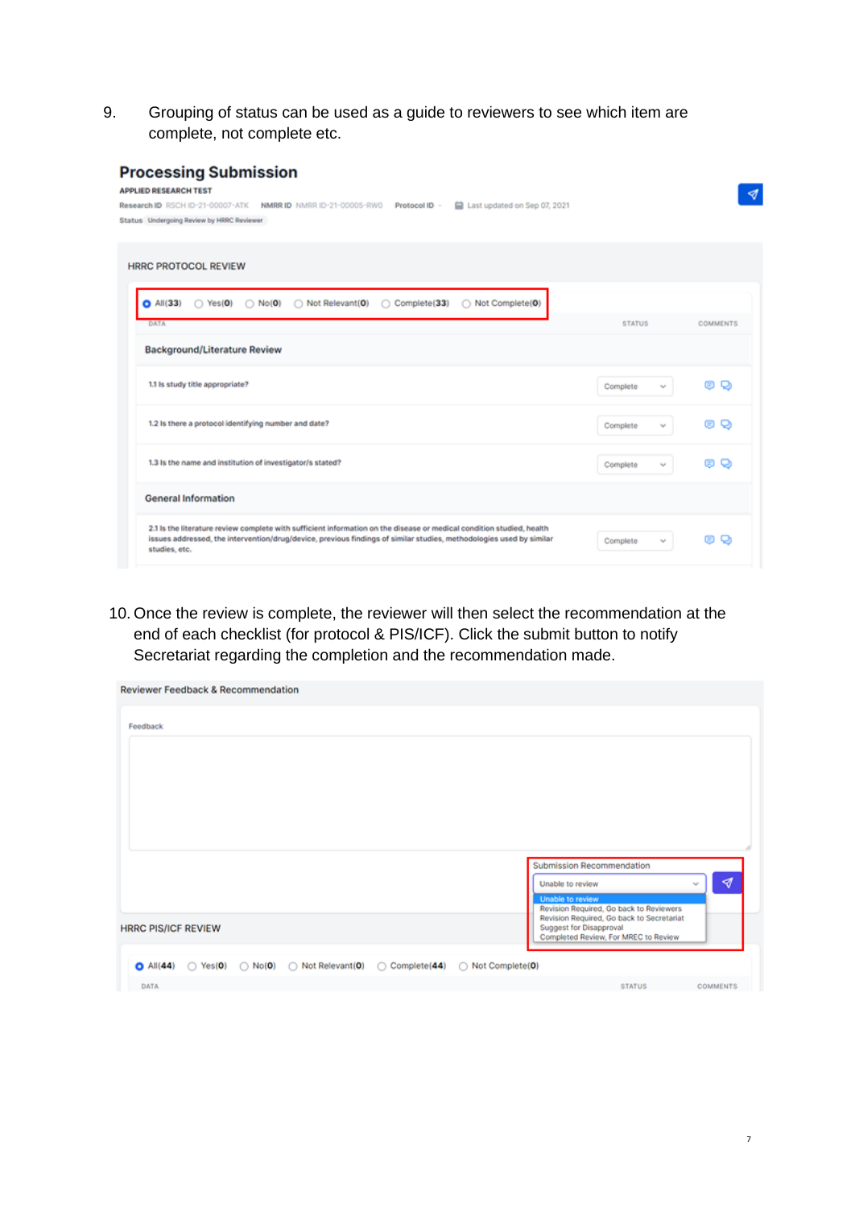9. Grouping of status can be used as a guide to reviewers to see which item are complete, not complete etc.

**Processing Submission**

APPLIED RESEARCH TEST

Research ID RSCH ID-21-00007-ATK NMRR ID NMRR ID-21-00005-RWO Protocol ID - Last updated on Sep 07, 2021

Status Undergoing Review by HRRC Reviewer

HRRC PROTOCOL REVIEW

All(33) Yes(0) No(0) Not Relevant(0) Complete(33) Not Complete(0)

| DATA | STATUS | COMMENTS |
|---|---|---|
| **Background/Literature Review** | | |
| 1.1 Is study title appropriate? | Complete | |
| 1.2 Is there a protocol identifying number and date? | Complete | |
| 1.3 Is the name and institution of investigator/s stated? | Complete | |
| **General Information** | | |
| 2.1 Is the literature review complete with sufficient information on the disease or medical condition studied, health issues addressed, the intervention/drug/device, previous findings of similar studies, methodologies used by similar studies, etc. | Complete | |

10. Once the review is complete, the reviewer will then select the recommendation at the end of each checklist (for protocol & PIS/ICF). Click the submit button to notify Secretariat regarding the completion and the recommendation made.

Reviewer Feedback & Recommendation

Feedback

Submission Recommendation

Unable to review

- Unable to review
- Revision Required, Go back to Reviewers
- Revision Required, Go back to Secretariat
- Suggest for Disapproval
- Completed Review, For MREC to Review

HRRC PIS/ICF REVIEW

All(44) Yes(0) No(0) Not Relevant(0) Complete(44) Not Complete(0)

| DATA | STATUS | COMMENTS |
|---|---|---|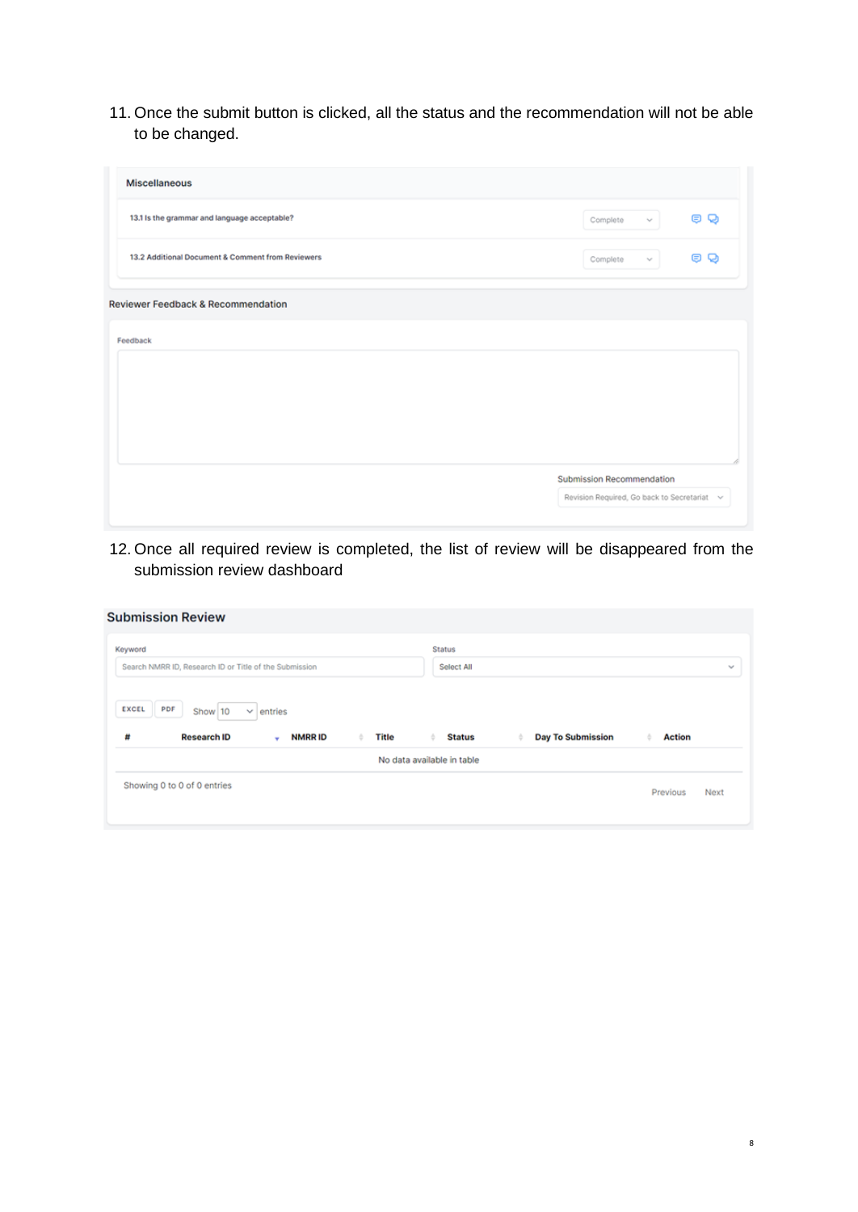11. Once the submit button is clicked, all the status and the recommendation will not be able to be changed.

**Miscellaneous**

| | |
|---|---|
| 13.1 Is the grammar and language acceptable? | Complete |
| 13.2 Additional Document & Comment from Reviewers | Complete |

**Reviewer Feedback & Recommendation**

Feedback

Submission Recommendation

Revision Required, Go back to Secretariat

12. Once all required review is completed, the list of review will be disappeared from the submission review dashboard

**Submission Review**

Keyword

Search NMRR ID, Research ID or Title of the Submission

Status

Select All

EXCEL PDF Show 10 entries

| # | Research ID | NMRR ID | Title | Status | Day To Submission | Action |
|---|---|---|---|---|---|---|
| | | | No data available in table | | | |

Showing 0 to 0 of 0 entries

Previous Next